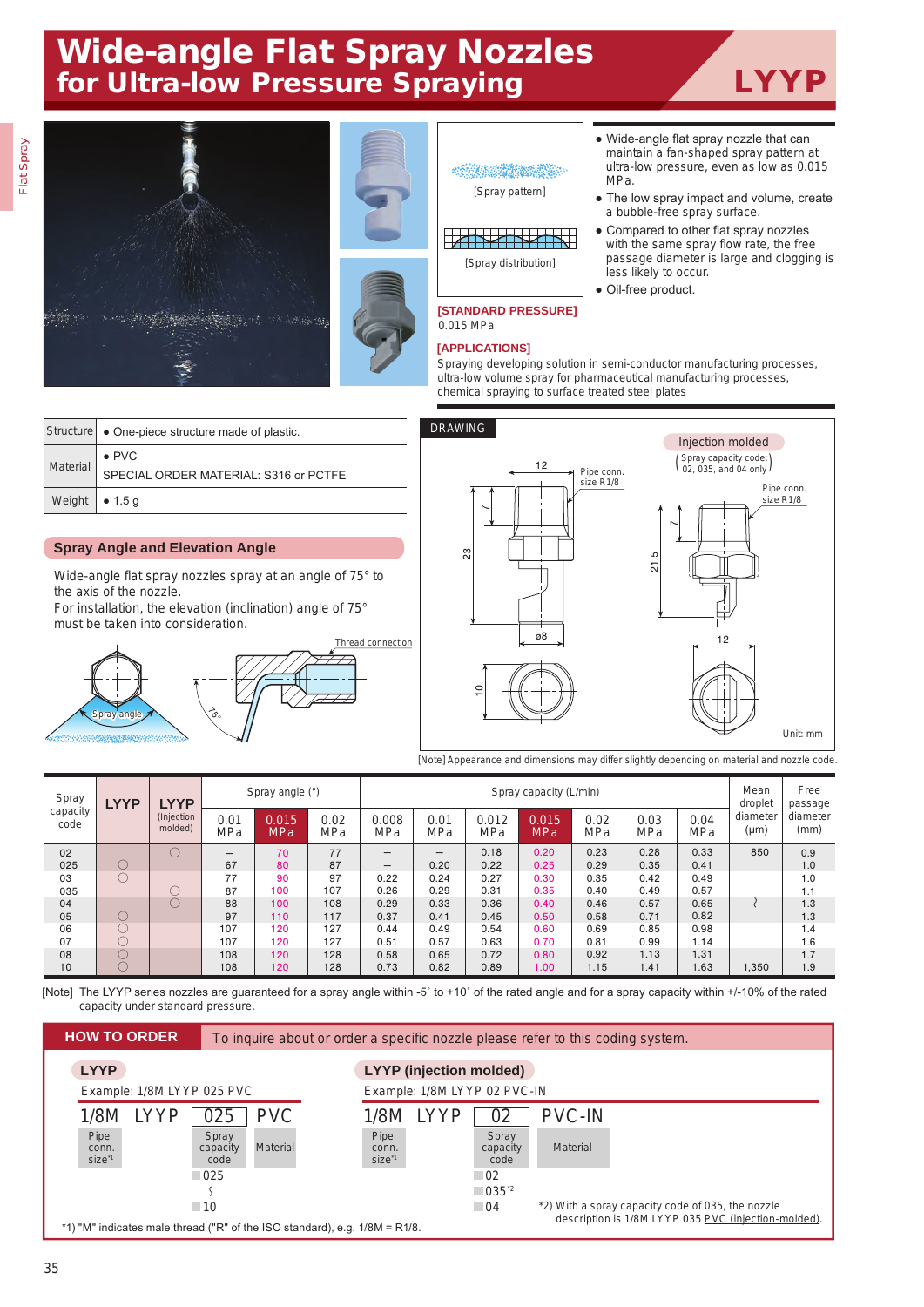# Wide-angle Flat Spray Nozzles for Ultra-low Pressure Spraying

## LYYP

[Spray pattern]

[Spray distribution]

- Wide-angle flat spray nozzle that can maintain a fan-shaped spray pattern at ultra-low pressure, even as low as 0.015 MPa.
- The low spray impact and volume, create a bubble-free spray surface.
- Compared to other flat spray nozzles with the same spray flow rate, the free passage diameter is large and clogging is less likely to occur.
- Oil-free product.

**[STANDARD PRESSURE]**
0.015 MPa

**[APPLICATIONS]**
Spraying developing solution in semi-conductor manufacturing processes, ultra-low volume spray for pharmaceutical manufacturing processes, chemical spraying to surface treated steel plates

| Structure | • One-piece structure made of plastic. |
|---|---|
| Material | • PVC<br>SPECIAL ORDER MATERIAL: S316 or PCTFE |
| Weight | • 1.5 g |

### Spray Angle and Elevation Angle

Wide-angle flat spray nozzles spray at an angle of 75° to the axis of the nozzle.
For installation, the elevation (inclination) angle of 75° must be taken into consideration.

Spray angle

Thread connection

75°

**DRAWING**

Pipe conn. size R1/8

12, 7, 23, ø8, 10

Injection molded
(Spray capacity code: 02, 035, and 04 only)

Pipe conn. size R1/8

7, 21.5, 12

Unit: mm

[Note] Appearance and dimensions may differ slightly depending on material and nozzle code.

| Spray capacity code | LYYP | LYYP (Injection molded) | Spray angle (°) 0.01 MPa | 0.015 MPa | 0.02 MPa | Spray capacity (L/min) 0.008 MPa | 0.01 MPa | 0.012 MPa | 0.015 MPa | 0.02 MPa | 0.03 MPa | 0.04 MPa | Mean droplet diameter (μm) | Free passage diameter (mm) |
|---|---|---|---|---|---|---|---|---|---|---|---|---|---|---|
| 02 | | ○ | – | 70 | 77 | – | – | 0.18 | 0.20 | 0.23 | 0.28 | 0.33 | 850 | 0.9 |
| 025 | ○ | | 67 | 80 | 87 | – | 0.20 | 0.22 | 0.25 | 0.29 | 0.35 | 0.41 | | 1.0 |
| 03 | ○ | | 77 | 90 | 97 | 0.22 | 0.24 | 0.27 | 0.30 | 0.35 | 0.42 | 0.49 | | 1.0 |
| 035 | | ○ | 87 | 100 | 107 | 0.26 | 0.29 | 0.31 | 0.35 | 0.40 | 0.49 | 0.57 | | 1.1 |
| 04 | | ○ | 88 | 100 | 100 | 0.29 | 0.33 | 0.36 | 0.40 | 0.46 | 0.57 | 0.65 | ≀ | 1.3 |
| 05 | ○ | | 97 | 110 | 117 | 0.37 | 0.41 | 0.45 | 0.50 | 0.58 | 0.71 | 0.82 | | 1.3 |
| 06 | ○ | | 107 | 120 | 127 | 0.44 | 0.49 | 0.54 | 0.60 | 0.69 | 0.85 | 0.98 | | 1.4 |
| 07 | ○ | | 107 | 120 | 127 | 0.51 | 0.57 | 0.63 | 0.70 | 0.81 | 0.99 | 1.14 | | 1.6 |
| 08 | ○ | | 108 | 120 | 128 | 0.58 | 0.65 | 0.72 | 0.80 | 0.92 | 1.13 | 1.31 | | 1.7 |
| 10 | ○ | | 108 | 120 | 128 | 0.73 | 0.82 | 0.89 | 1.00 | 1.15 | 1.41 | 1.63 | 1,350 | 1.9 |

[Note] The LYYP series nozzles are guaranteed for a spray angle within -5˚ to +10˚ of the rated angle and for a spray capacity within +/-10% of the rated capacity under standard pressure.

### HOW TO ORDER

To inquire about or order a specific nozzle please refer to this coding system.

**LYYP**

Example: 1/8M LYYP 025 PVC

| 1/8M | LYYP | 025 | PVC |
|---|---|---|---|
| Pipe conn. size*1 | | Spray capacity code | Material |

Spray capacity code: 025 ~ 10

**LYYP (injection molded)**

Example: 1/8M LYYP 02 PVC-IN

| 1/8M | LYYP | 02 | PVC-IN |
|---|---|---|---|
| Pipe conn. size*1 | | Spray capacity code | Material |

Spray capacity code: 02, 035*2, 04

*2) With a spray capacity code of 035, the nozzle description is 1/8M LYYP 035 PVC (injection-molded).

*1) "M" indicates male thread ("R" of the ISO standard), e.g. 1/8M = R1/8.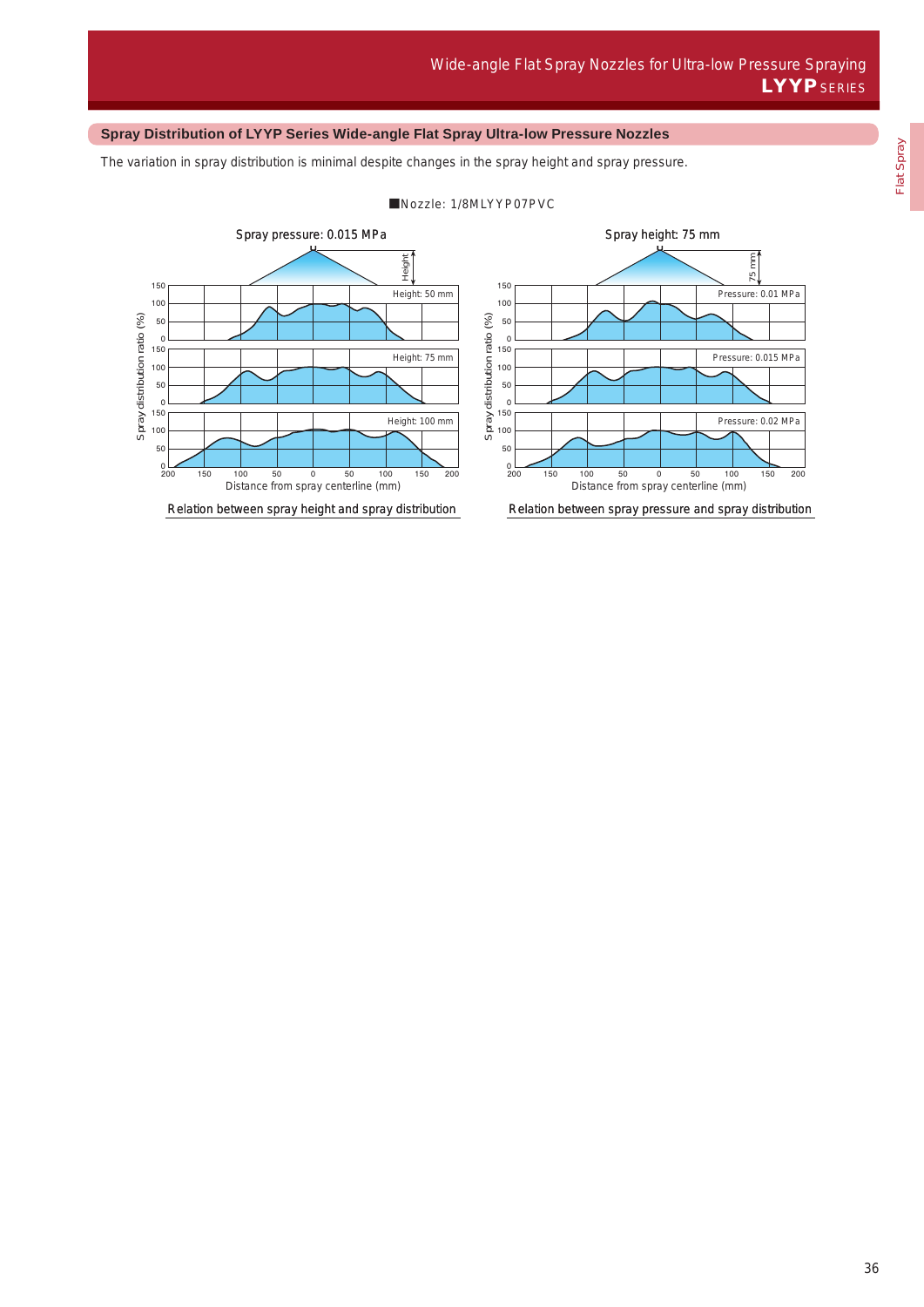## Spray Distribution of LYYP Series Wide-angle Flat Spray Ultra-low Pressure Nozzles

The variation in spray distribution is minimal despite changes in the spray height and spray pressure.

■Nozzle: 1/8MLYYP07PVC

Spray pressure: 0.015 MPa

Height

Height: 50 mm

Height: 75 mm

Height: 100 mm

Spray distribution ratio (%)

150
100
50
0

200 150 100 50 0 50 100 150 200

Distance from spray centerline (mm)

Relation between spray height and spray distribution

Spray height: 75 mm

75 mm

Pressure: 0.01 MPa

Pressure: 0.015 MPa

Pressure: 0.02 MPa

Spray distribution ratio (%)

150
100
50
0

200 150 100 50 0 50 100 150 200

Distance from spray centerline (mm)

Relation between spray pressure and spray distribution